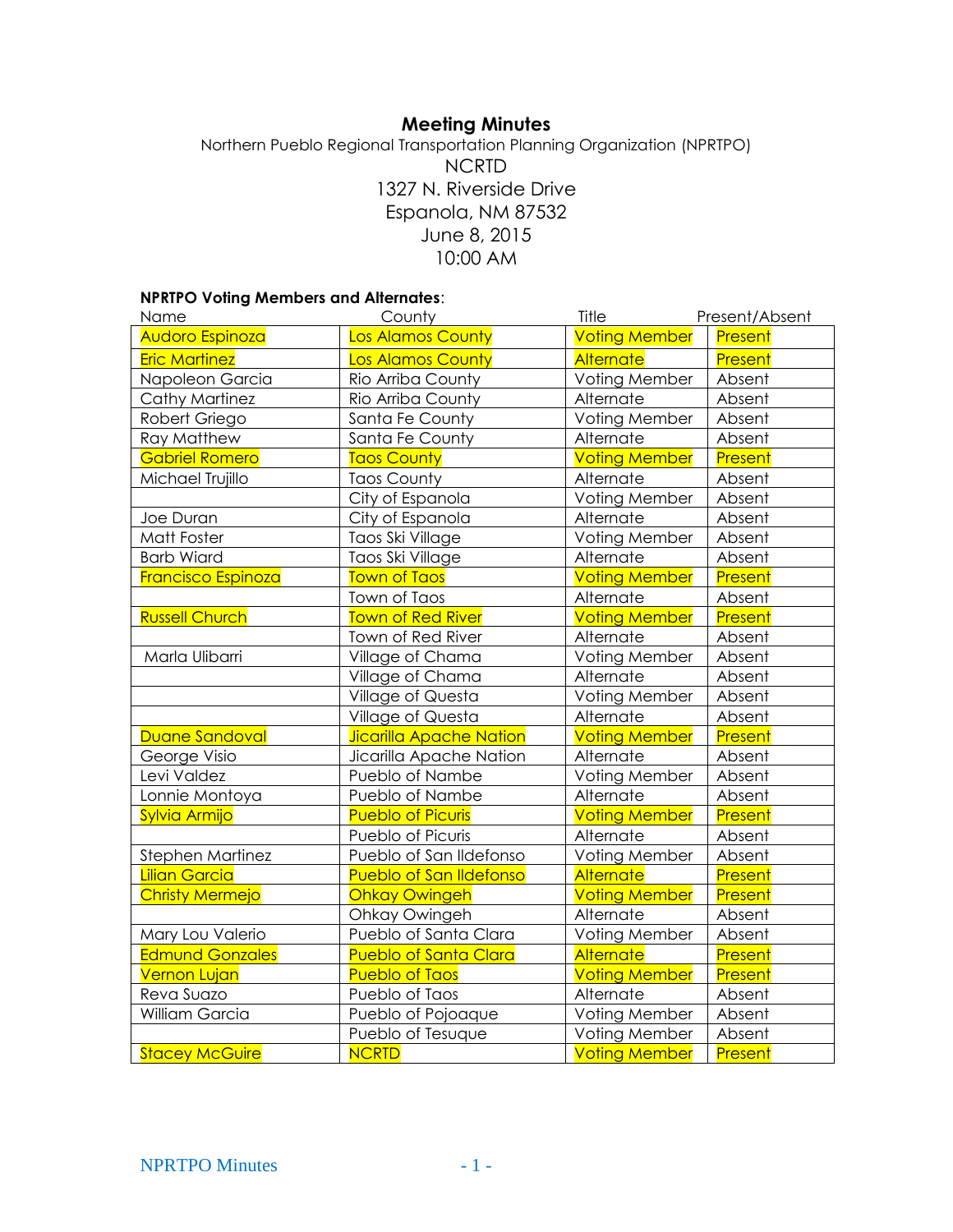# Meeting Minutes

Northern Pueblo Regional Transportation Planning Organization (NPRTPO)
NCRTD
1327 N. Riverside Drive
Espanola, NM 87532
June 8, 2015
10:00 AM

**NPRTPO Voting Members and Alternates**:

| Name | County | Title | Present/Absent |
|---|---|---|---|
| Audoro Espinoza | Los Alamos County | Voting Member | Present |
| Eric Martinez | Los Alamos County | Alternate | Present |
| Napoleon Garcia | Rio Arriba County | Voting Member | Absent |
| Cathy Martinez | Rio Arriba County | Alternate | Absent |
| Robert Griego | Santa Fe County | Voting Member | Absent |
| Ray Matthew | Santa Fe County | Alternate | Absent |
| Gabriel Romero | Taos County | Voting Member | Present |
| Michael Trujillo | Taos County | Alternate | Absent |
| | City of Espanola | Voting Member | Absent |
| Joe Duran | City of Espanola | Alternate | Absent |
| Matt Foster | Taos Ski Village | Voting Member | Absent |
| Barb Wiard | Taos Ski Village | Alternate | Absent |
| Francisco Espinoza | Town of Taos | Voting Member | Present |
| | Town of Taos | Alternate | Absent |
| Russell Church | Town of Red River | Voting Member | Present |
| | Town of Red River | Alternate | Absent |
| Marla Ulibarri | Village of Chama | Voting Member | Absent |
| | Village of Chama | Alternate | Absent |
| | Village of Questa | Voting Member | Absent |
| | Village of Questa | Alternate | Absent |
| Duane Sandoval | Jicarilla Apache Nation | Voting Member | Present |
| George Visio | Jicarilla Apache Nation | Alternate | Absent |
| Levi Valdez | Pueblo of Nambe | Voting Member | Absent |
| Lonnie Montoya | Pueblo of Nambe | Alternate | Absent |
| Sylvia Armijo | Pueblo of Picuris | Voting Member | Present |
| | Pueblo of Picuris | Alternate | Absent |
| Stephen Martinez | Pueblo of San Ildefonso | Voting Member | Absent |
| Lilian Garcia | Pueblo of San Ildefonso | Alternate | Present |
| Christy Mermejo | Ohkay Owingeh | Voting Member | Present |
| | Ohkay Owingeh | Alternate | Absent |
| Mary Lou Valerio | Pueblo of Santa Clara | Voting Member | Absent |
| Edmund Gonzales | Pueblo of Santa Clara | Alternate | Present |
| Vernon Lujan | Pueblo of Taos | Voting Member | Present |
| Reva Suazo | Pueblo of Taos | Alternate | Absent |
| William Garcia | Pueblo of Pojoaque | Voting Member | Absent |
| | Pueblo of Tesuque | Voting Member | Absent |
| Stacey McGuire | NCRTD | Voting Member | Present |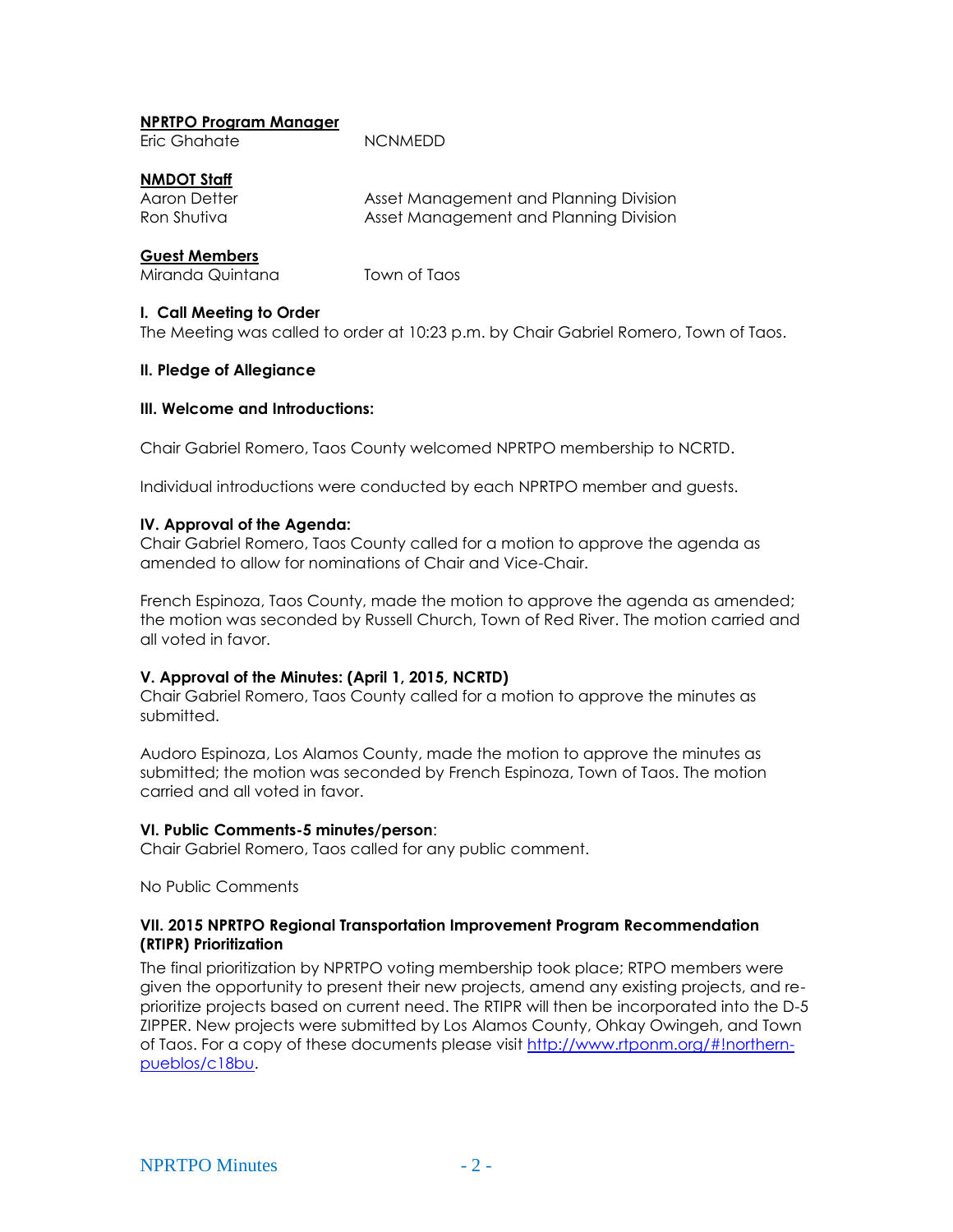**NPRTPO Program Manager**

Eric Ghahate NCNMEDD

**NMDOT Staff**

Aaron Detter Asset Management and Planning Division
Ron Shutiva Asset Management and Planning Division

**Guest Members**

Miranda Quintana Town of Taos

**I. Call Meeting to Order**

The Meeting was called to order at 10:23 p.m. by Chair Gabriel Romero, Town of Taos.

**II. Pledge of Allegiance**

**III. Welcome and Introductions:**

Chair Gabriel Romero, Taos County welcomed NPRTPO membership to NCRTD.

Individual introductions were conducted by each NPRTPO member and guests.

**IV. Approval of the Agenda:**

Chair Gabriel Romero, Taos County called for a motion to approve the agenda as amended to allow for nominations of Chair and Vice-Chair.

French Espinoza, Taos County, made the motion to approve the agenda as amended; the motion was seconded by Russell Church, Town of Red River. The motion carried and all voted in favor.

**V. Approval of the Minutes: (April 1, 2015, NCRTD)**

Chair Gabriel Romero, Taos County called for a motion to approve the minutes as submitted.

Audoro Espinoza, Los Alamos County, made the motion to approve the minutes as submitted; the motion was seconded by French Espinoza, Town of Taos. The motion carried and all voted in favor.

**VI. Public Comments-5 minutes/person**:

Chair Gabriel Romero, Taos called for any public comment.

No Public Comments

**VII. 2015 NPRTPO Regional Transportation Improvement Program Recommendation (RTIPR) Prioritization**

The final prioritization by NPRTPO voting membership took place; RTPO members were given the opportunity to present their new projects, amend any existing projects, and re-prioritize projects based on current need. The RTIPR will then be incorporated into the D-5 ZIPPER. New projects were submitted by Los Alamos County, Ohkay Owingeh, and Town of Taos. For a copy of these documents please visit http://www.rtponm.org/#!northern-pueblos/c18bu.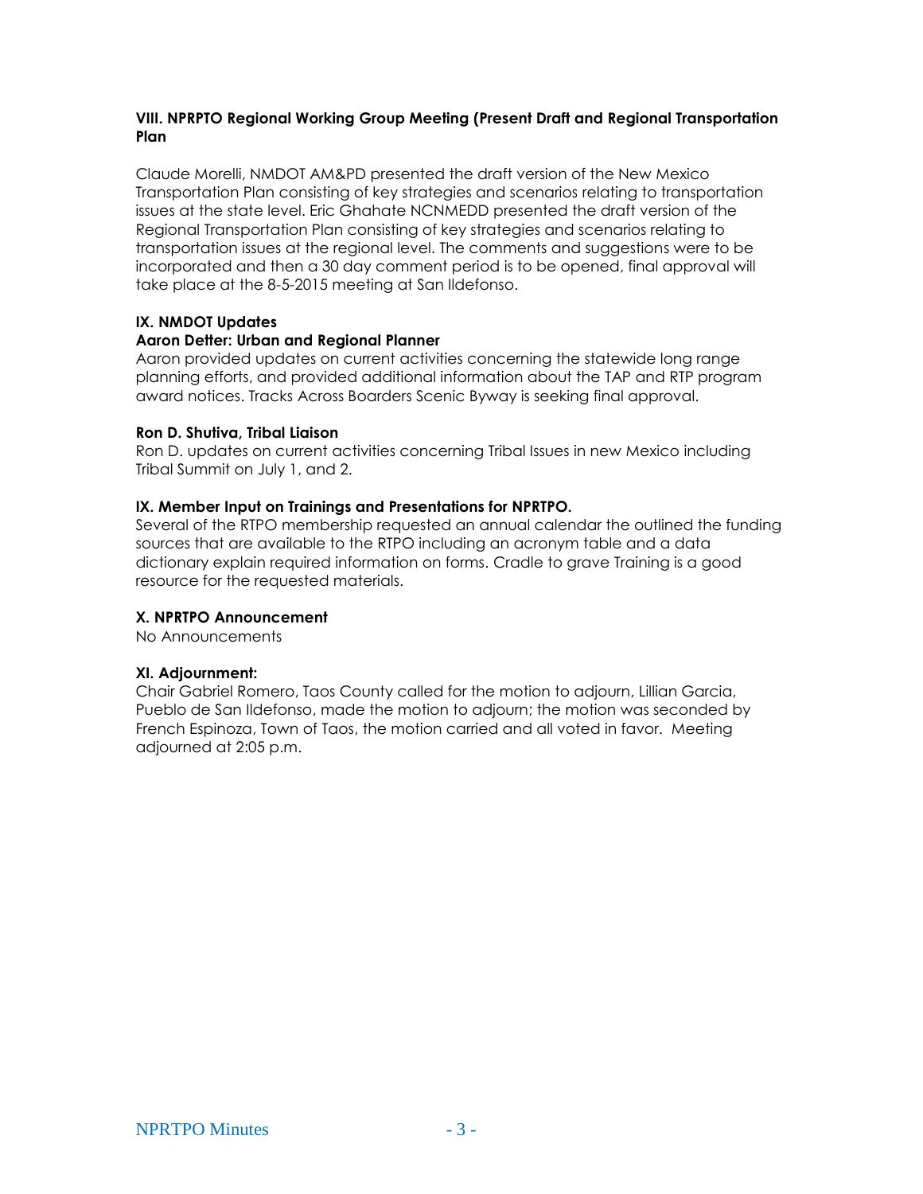**VIII. NPRPTO Regional Working Group Meeting (Present Draft and Regional Transportation Plan**

Claude Morelli, NMDOT AM&PD presented the draft version of the New Mexico Transportation Plan consisting of key strategies and scenarios relating to transportation issues at the state level. Eric Ghahate NCNMEDD presented the draft version of the Regional Transportation Plan consisting of key strategies and scenarios relating to transportation issues at the regional level. The comments and suggestions were to be incorporated and then a 30 day comment period is to be opened, final approval will take place at the 8-5-2015 meeting at San Ildefonso.

**IX. NMDOT Updates**

**Aaron Detter: Urban and Regional Planner**

Aaron provided updates on current activities concerning the statewide long range planning efforts, and provided additional information about the TAP and RTP program award notices. Tracks Across Boarders Scenic Byway is seeking final approval.

**Ron D. Shutiva, Tribal Liaison**

Ron D. updates on current activities concerning Tribal Issues in new Mexico including Tribal Summit on July 1, and 2.

**IX. Member Input on Trainings and Presentations for NPRTPO.**

Several of the RTPO membership requested an annual calendar the outlined the funding sources that are available to the RTPO including an acronym table and a data dictionary explain required information on forms. Cradle to grave Training is a good resource for the requested materials.

**X. NPRTPO Announcement**

No Announcements

**XI. Adjournment:**

Chair Gabriel Romero, Taos County called for the motion to adjourn, Lillian Garcia, Pueblo de San Ildefonso, made the motion to adjourn; the motion was seconded by French Espinoza, Town of Taos, the motion carried and all voted in favor. Meeting adjourned at 2:05 p.m.